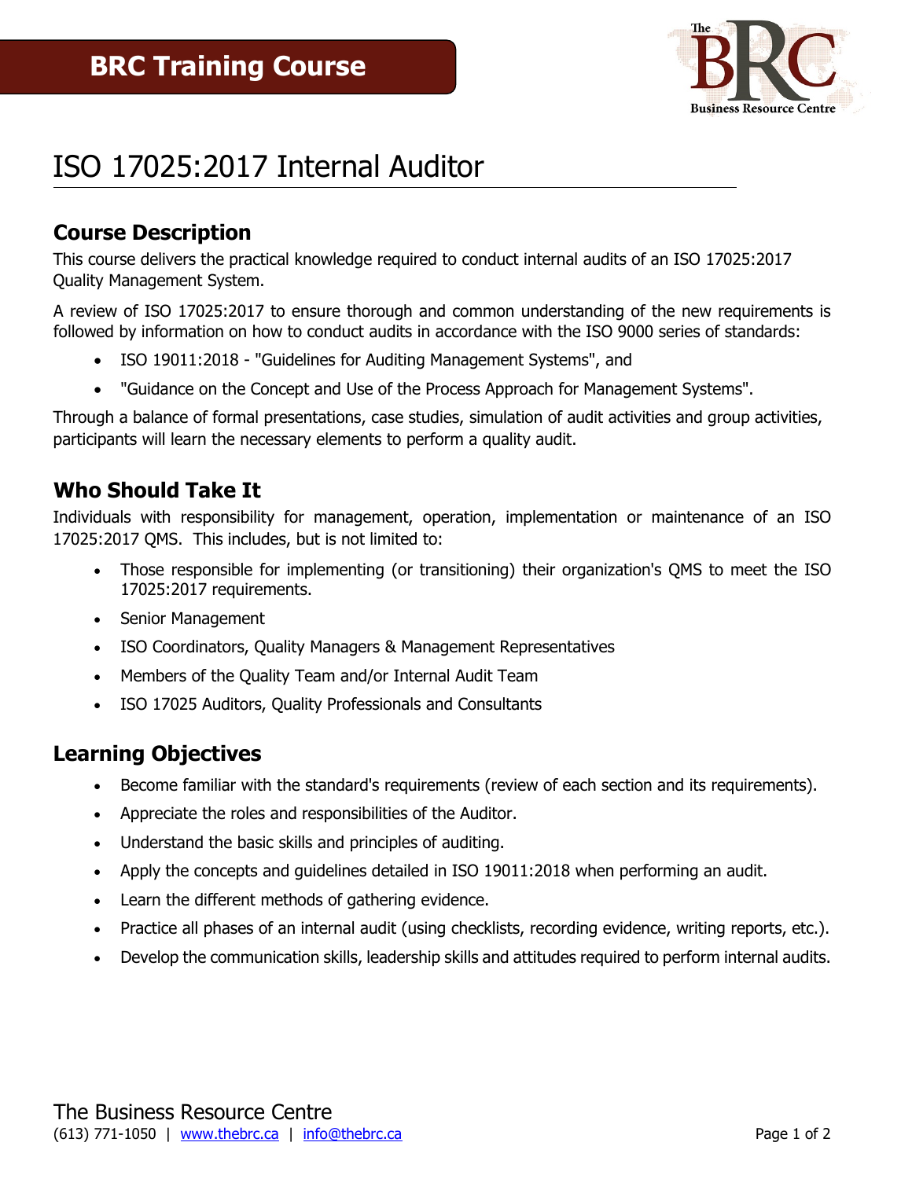# BRC Training Course

# ISO 17025:2017 Internal Auditor

## Course Description

This course delivers the practical knowledge required to conduct internal audits of an ISO 17025:2017 Quality Management System.

A review of ISO 17025:2017 to ensure thorough and common understanding of the new requirements is followed by information on how to conduct audits in accordance with the ISO 9000 series of standards:

- ISO 19011:2018 - "Guidelines for Auditing Management Systems", and
- "Guidance on the Concept and Use of the Process Approach for Management Systems".

Through a balance of formal presentations, case studies, simulation of audit activities and group activities, participants will learn the necessary elements to perform a quality audit.

## Who Should Take It

Individuals with responsibility for management, operation, implementation or maintenance of an ISO 17025:2017 QMS. This includes, but is not limited to:

- Those responsible for implementing (or transitioning) their organization's QMS to meet the ISO 17025:2017 requirements.
- Senior Management
- ISO Coordinators, Quality Managers & Management Representatives
- Members of the Quality Team and/or Internal Audit Team
- ISO 17025 Auditors, Quality Professionals and Consultants

## Learning Objectives

- Become familiar with the standard's requirements (review of each section and its requirements).
- Appreciate the roles and responsibilities of the Auditor.
- Understand the basic skills and principles of auditing.
- Apply the concepts and guidelines detailed in ISO 19011:2018 when performing an audit.
- Learn the different methods of gathering evidence.
- Practice all phases of an internal audit (using checklists, recording evidence, writing reports, etc.).
- Develop the communication skills, leadership skills and attitudes required to perform internal audits.

The Business Resource Centre
(613) 771-1050 | www.thebrc.ca | info@thebrc.ca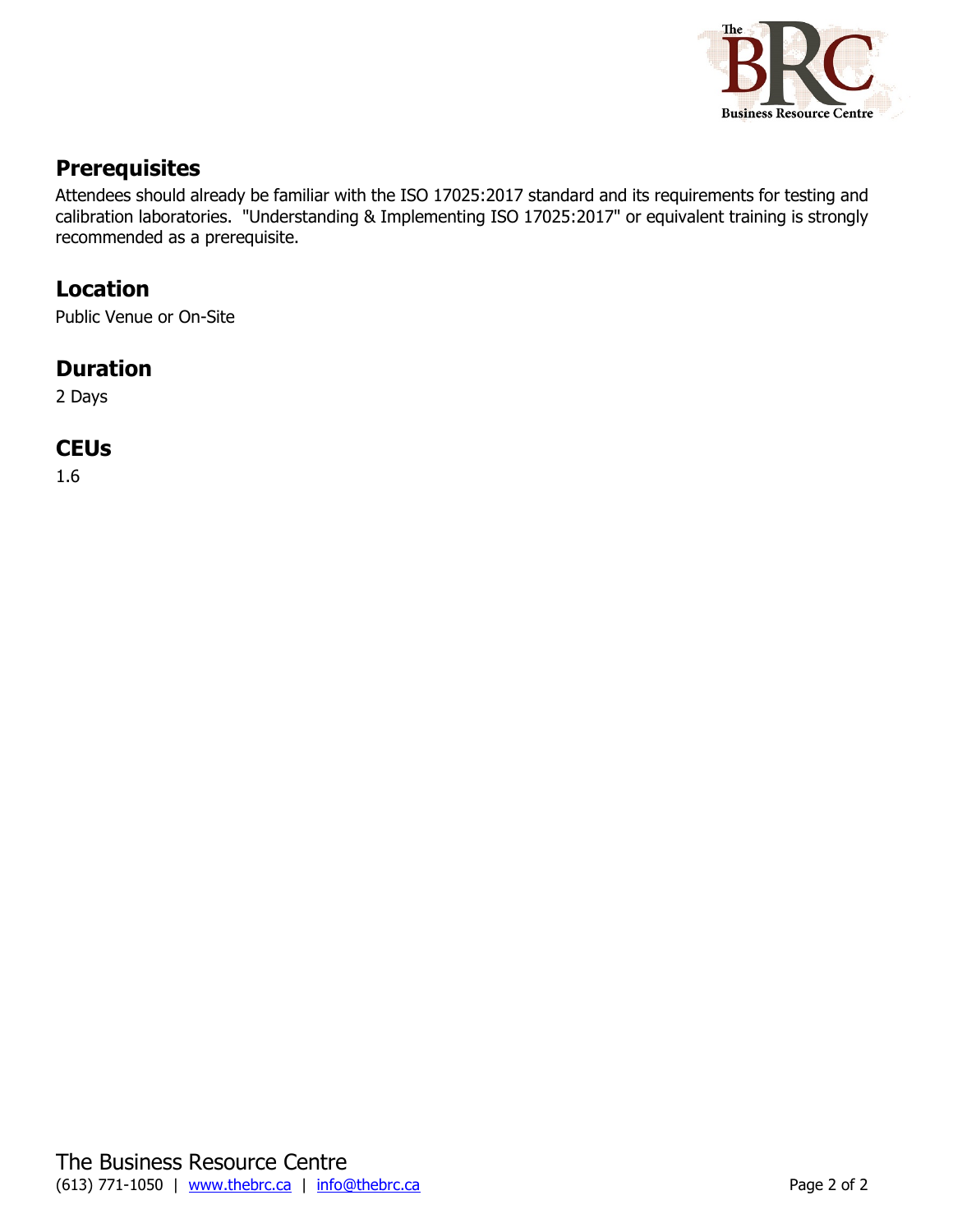## Prerequisites

Attendees should already be familiar with the ISO 17025:2017 standard and its requirements for testing and calibration laboratories. "Understanding & Implementing ISO 17025:2017" or equivalent training is strongly recommended as a prerequisite.

## Location

Public Venue or On-Site

## Duration

2 Days

## CEUs

1.6